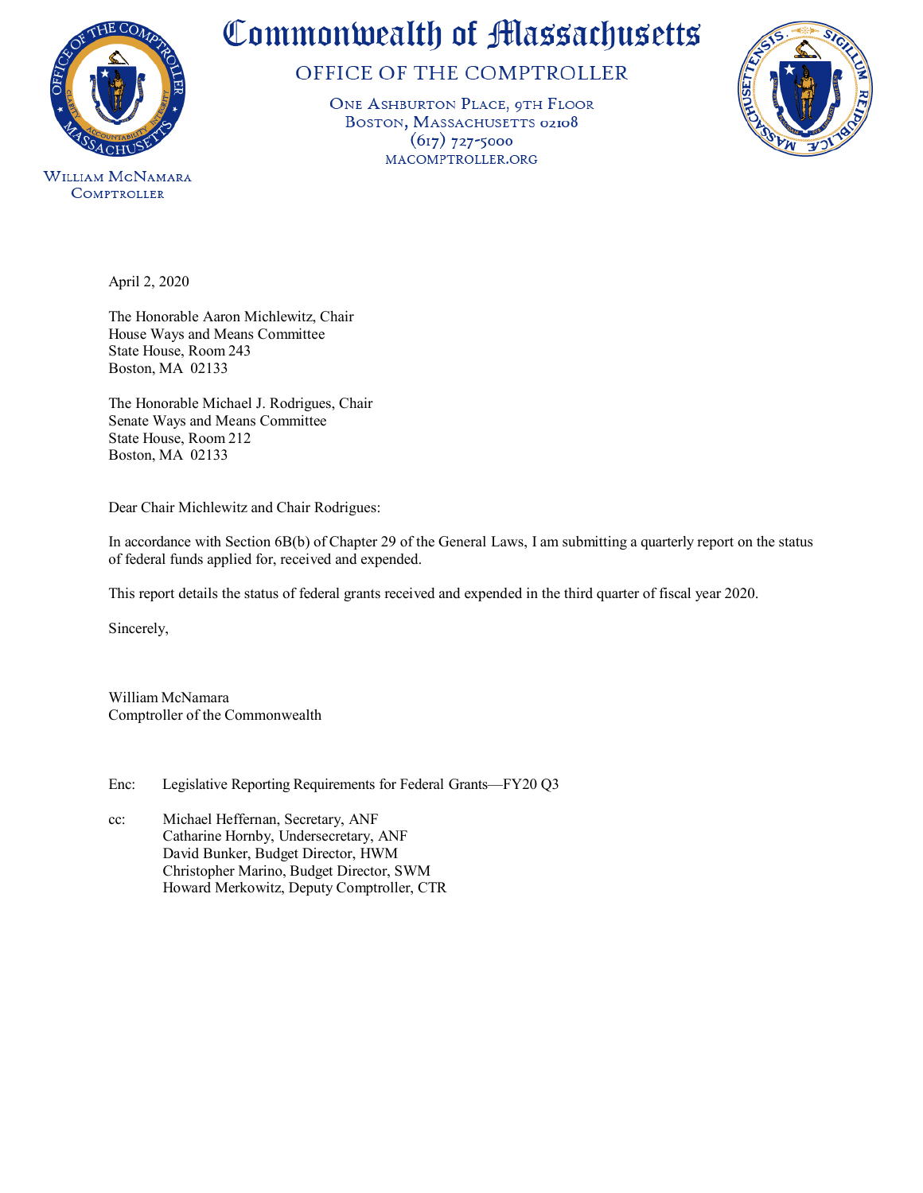# Commonwealth of Massachusetts

## OFFICE OF THE COMPTROLLER

One Ashburton Place, 9th Floor
Boston, Massachusetts 02108
(617) 727-5000
macomptroller.org

William McNamara
Comptroller

April 2, 2020

The Honorable Aaron Michlewitz, Chair
House Ways and Means Committee
State House, Room 243
Boston, MA 02133

The Honorable Michael J. Rodrigues, Chair
Senate Ways and Means Committee
State House, Room 212
Boston, MA 02133

Dear Chair Michlewitz and Chair Rodrigues:

In accordance with Section 6B(b) of Chapter 29 of the General Laws, I am submitting a quarterly report on the status of federal funds applied for, received and expended.

This report details the status of federal grants received and expended in the third quarter of fiscal year 2020.

Sincerely,

William McNamara
Comptroller of the Commonwealth

Enc: Legislative Reporting Requirements for Federal Grants—FY20 Q3

cc: Michael Heffernan, Secretary, ANF
Catharine Hornby, Undersecretary, ANF
David Bunker, Budget Director, HWM
Christopher Marino, Budget Director, SWM
Howard Merkowitz, Deputy Comptroller, CTR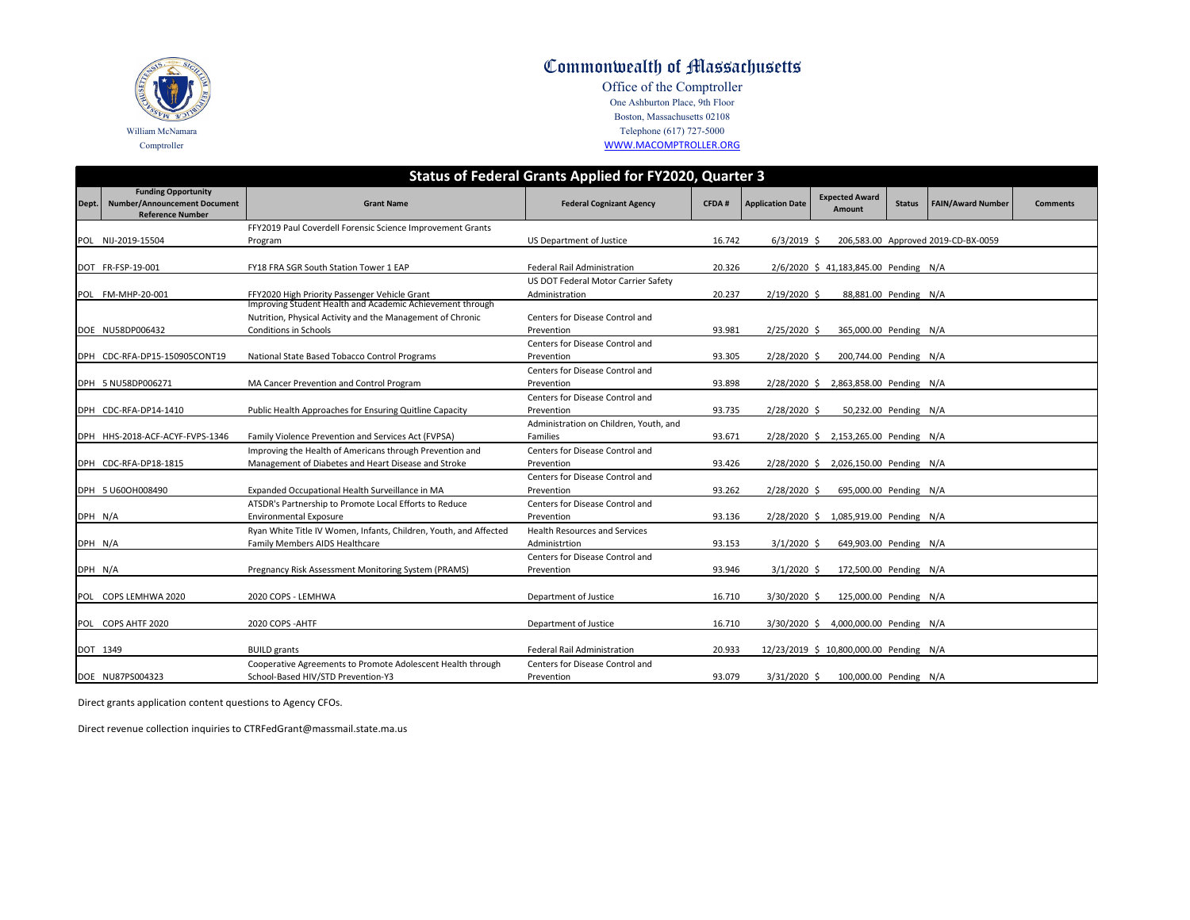# Commonwealth of Massachusetts

Office of the Comptroller
One Ashburton Place, 9th Floor
Boston, Massachusetts 02108
Telephone (617) 727-5000
WWW.MACOMPTROLLER.ORG

William McNamara
Comptroller

## Status of Federal Grants Applied for FY2020, Quarter 3

| Dept. | Funding Opportunity Number/Announcement Document Reference Number | Grant Name | Federal Cognizant Agency | CFDA # | Application Date | Expected Award Amount | Status | FAIN/Award Number | Comments |
|---|---|---|---|---|---|---|---|---|---|
| POL | NIJ-2019-15504 | FFY2019 Paul Coverdell Forensic Science Improvement Grants Program | US Department of Justice | 16.742 | 6/3/2019 | $ 206,583.00 | Approved | 2019-CD-BX-0059 | |
| DOT | FR-FSP-19-001 | FY18 FRA SGR South Station Tower 1 EAP | Federal Rail Administration | 20.326 | 2/6/2020 | $ 41,183,845.00 | Pending | N/A | |
| POL | FM-MHP-20-001 | FFY2020 High Priority Passenger Vehicle Grant | US DOT Federal Motor Carrier Safety Administration | 20.237 | 2/19/2020 | $ 88,881.00 | Pending | N/A | |
| DOE | NU58DP006432 | Improving Student Health and Academic Achievement through Nutrition, Physical Activity and the Management of Chronic Conditions in Schools | Centers for Disease Control and Prevention | 93.981 | 2/25/2020 | $ 365,000.00 | Pending | N/A | |
| DPH | CDC-RFA-DP15-150905CONT19 | National State Based Tobacco Control Programs | Centers for Disease Control and Prevention | 93.305 | 2/28/2020 | $ 200,744.00 | Pending | N/A | |
| DPH | 5 NU58DP006271 | MA Cancer Prevention and Control Program | Centers for Disease Control and Prevention | 93.898 | 2/28/2020 | $ 2,863,858.00 | Pending | N/A | |
| DPH | CDC-RFA-DP14-1410 | Public Health Approaches for Ensuring Quitline Capacity | Centers for Disease Control and Prevention | 93.735 | 2/28/2020 | $ 50,232.00 | Pending | N/A | |
| DPH | HHS-2018-ACF-ACYF-FVPS-1346 | Family Violence Prevention and Services Act (FVPSA) | Administration on Children, Youth, and Families | 93.671 | 2/28/2020 | $ 2,153,265.00 | Pending | N/A | |
| DPH | CDC-RFA-DP18-1815 | Improving the Health of Americans through Prevention and Management of Diabetes and Heart Disease and Stroke | Centers for Disease Control and Prevention | 93.426 | 2/28/2020 | $ 2,026,150.00 | Pending | N/A | |
| DPH | 5 U60OH008490 | Expanded Occupational Health Surveillance in MA | Centers for Disease Control and Prevention | 93.262 | 2/28/2020 | $ 695,000.00 | Pending | N/A | |
| DPH | N/A | ATSDR's Partnership to Promote Local Efforts to Reduce Environmental Exposure | Centers for Disease Control and Prevention | 93.136 | 2/28/2020 | $ 1,085,919.00 | Pending | N/A | |
| DPH | N/A | Ryan White Title IV Women, Infants, Children, Youth, and Affected Family Members AIDS Healthcare | Health Resources and Services Administrtion | 93.153 | 3/1/2020 | $ 649,903.00 | Pending | N/A | |
| DPH | N/A | Pregnancy Risk Assessment Monitoring System (PRAMS) | Centers for Disease Control and Prevention | 93.946 | 3/1/2020 | $ 172,500.00 | Pending | N/A | |
| POL | COPS LEMHWA 2020 | 2020 COPS - LEMHWA | Department of Justice | 16.710 | 3/30/2020 | $ 125,000.00 | Pending | N/A | |
| POL | COPS AHTF 2020 | 2020 COPS -AHTF | Department of Justice | 16.710 | 3/30/2020 | $ 4,000,000.00 | Pending | N/A | |
| DOT | 1349 | BUILD grants | Federal Rail Administration | 20.933 | 12/23/2019 | $ 10,800,000.00 | Pending | N/A | |
| DOE | NU87PS004323 | Cooperative Agreements to Promote Adolescent Health through School-Based HIV/STD Prevention-Y3 | Centers for Disease Control and Prevention | 93.079 | 3/31/2020 | $ 100,000.00 | Pending | N/A | |

Direct grants application content questions to Agency CFOs.

Direct revenue collection inquiries to CTRFedGrant@massmail.state.ma.us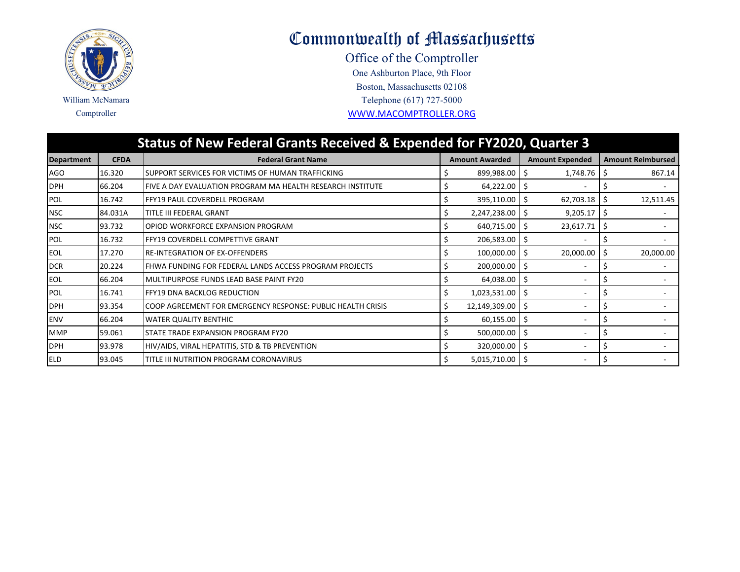# Commonwealth of Massachusetts

## Office of the Comptroller

One Ashburton Place, 9th Floor

Boston, Massachusetts 02108

Telephone (617) 727-5000

WWW.MACOMPTROLLER.ORG

William McNamara

Comptroller

## Status of New Federal Grants Received & Expended for FY2020, Quarter 3

| Department | CFDA | Federal Grant Name | Amount Awarded | Amount Expended | Amount Reimbursed |
|---|---|---|---|---|---|
| AGO | 16.320 | SUPPORT SERVICES FOR VICTIMS OF HUMAN TRAFFICKING | $ 899,988.00 | $ 1,748.76 | $ 867.14 |
| DPH | 66.204 | FIVE A DAY EVALUATION PROGRAM MA HEALTH RESEARCH INSTITUTE | $ 64,222.00 | $ - | $ - |
| POL | 16.742 | FFY19 PAUL COVERDELL PROGRAM | $ 395,110.00 | $ 62,703.18 | $ 12,511.45 |
| NSC | 84.031A | TITLE III FEDERAL GRANT | $ 2,247,238.00 | $ 9,205.17 | $ - |
| NSC | 93.732 | OPIOD WORKFORCE EXPANSION PROGRAM | $ 640,715.00 | $ 23,617.71 | $ - |
| POL | 16.732 | FFY19 COVERDELL COMPETTIVE GRANT | $ 206,583.00 | $ - | $ - |
| EOL | 17.270 | RE-INTEGRATION OF EX-OFFENDERS | $ 100,000.00 | $ 20,000.00 | $ 20,000.00 |
| DCR | 20.224 | FHWA FUNDING FOR FEDERAL LANDS ACCESS PROGRAM PROJECTS | $ 200,000.00 | $ - | $ - |
| EOL | 66.204 | MULTIPURPOSE FUNDS LEAD BASE PAINT FY20 | $ 64,038.00 | $ - | $ - |
| POL | 16.741 | FFY19 DNA BACKLOG REDUCTION | $ 1,023,531.00 | $ - | $ - |
| DPH | 93.354 | COOP AGREEMENT FOR EMERGENCY RESPONSE: PUBLIC HEALTH CRISIS | $ 12,149,309.00 | $ - | $ - |
| ENV | 66.204 | WATER QUALITY BENTHIC | $ 60,155.00 | $ - | $ - |
| MMP | 59.061 | STATE TRADE EXPANSION PROGRAM FY20 | $ 500,000.00 | $ - | $ - |
| DPH | 93.978 | HIV/AIDS, VIRAL HEPATITIS, STD & TB PREVENTION | $ 320,000.00 | $ - | $ - |
| ELD | 93.045 | TITLE III NUTRITION PROGRAM CORONAVIRUS | $ 5,015,710.00 | $ - | $ - |